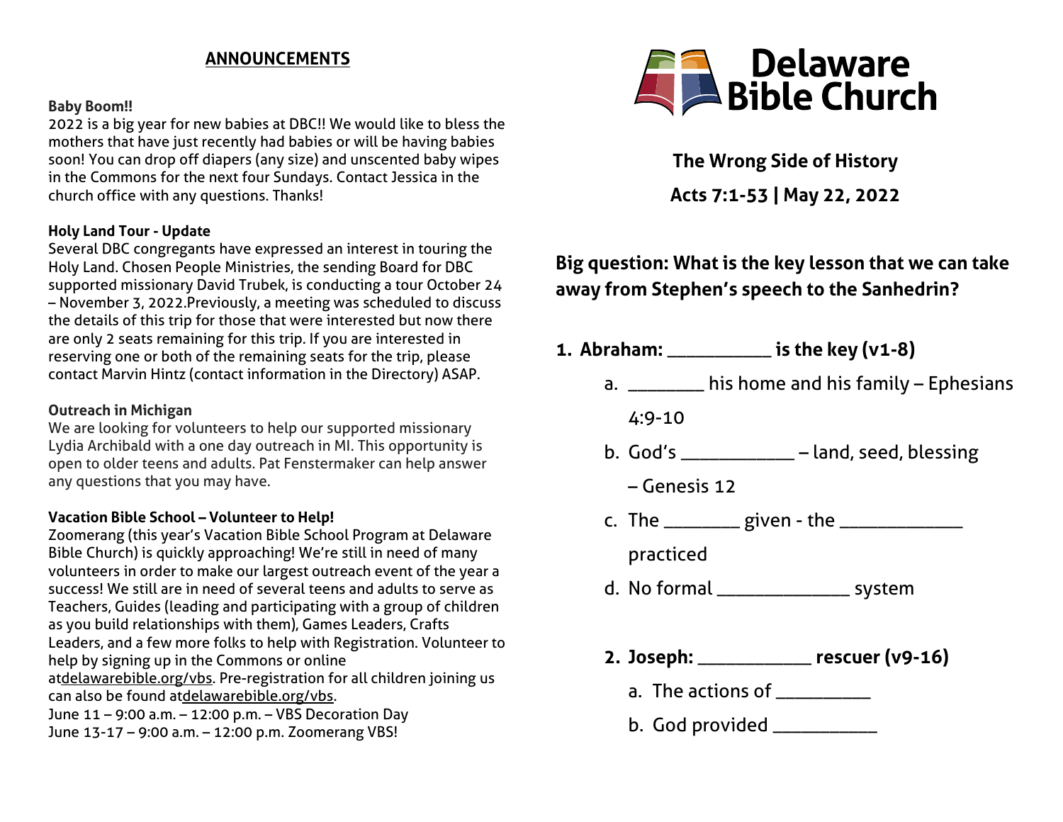## ANNOUNCEMENTS

**Baby Boom!!**
2022 is a big year for new babies at DBC!! We would like to bless the mothers that have just recently had babies or will be having babies soon! You can drop off diapers (any size) and unscented baby wipes in the Commons for the next four Sundays. Contact Jessica in the church office with any questions. Thanks!

**Holy Land Tour - Update**
Several DBC congregants have expressed an interest in touring the Holy Land. Chosen People Ministries, the sending Board for DBC supported missionary David Trubek, is conducting a tour October 24 – November 3, 2022.Previously, a meeting was scheduled to discuss the details of this trip for those that were interested but now there are only 2 seats remaining for this trip. If you are interested in reserving one or both of the remaining seats for the trip, please contact Marvin Hintz (contact information in the Directory) ASAP.

**Outreach in Michigan**
We are looking for volunteers to help our supported missionary Lydia Archibald with a one day outreach in MI. This opportunity is open to older teens and adults. Pat Fenstermaker can help answer any questions that you may have.

**Vacation Bible School – Volunteer to Help!**
Zoomerang (this year's Vacation Bible School Program at Delaware Bible Church) is quickly approaching! We're still in need of many volunteers in order to make our largest outreach event of the year a success! We still are in need of several teens and adults to serve as Teachers, Guides (leading and participating with a group of children as you build relationships with them), Games Leaders, Crafts Leaders, and a few more folks to help with Registration. Volunteer to help by signing up in the Commons or online atdelawarebible.org/vbs. Pre-registration for all children joining us can also be found atdelawarebible.org/vbs.
June 11 – 9:00 a.m. – 12:00 p.m. – VBS Decoration Day
June 13-17 – 9:00 a.m. – 12:00 p.m. Zoomerang VBS!

# Delaware Bible Church

**The Wrong Side of History**

**Acts 7:1-53 | May 22, 2022**

**Big question: What is the key lesson that we can take away from Stephen's speech to the Sanhedrin?**

1. **Abraham: __________ is the key (v1-8)**
   a. ________ his home and his family – Ephesians 4:9-10
   b. God's ___________ – land, seed, blessing – Genesis 12
   c. The ________ given - the ____________ practiced
   d. No formal _____________ system

2. **Joseph: ___________ rescuer (v9-16)**
   a. The actions of _________
   b. God provided __________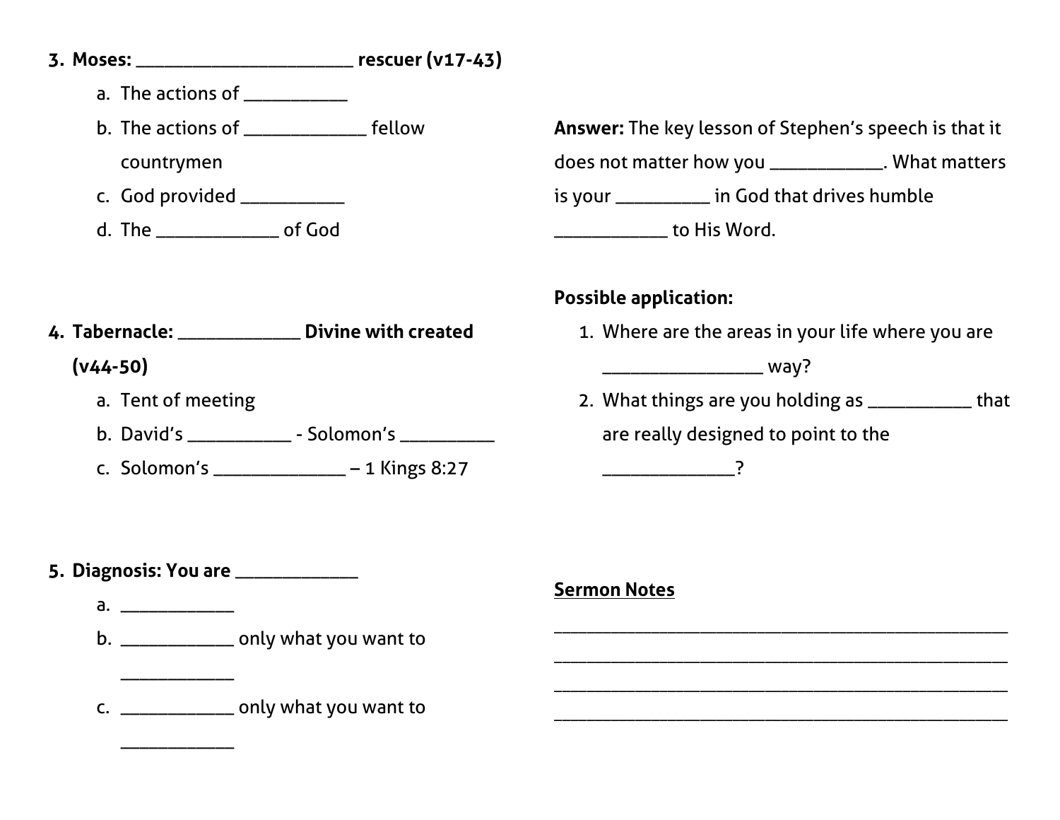3. **Moses: ______________________ rescuer (v17-43)**
   a. The actions of __________
   b. The actions of ____________ fellow countrymen
   c. God provided __________
   d. The ____________ of God

4. **Tabernacle: ____________ Divine with created (v44-50)**
   a. Tent of meeting
   b. David's __________ - Solomon's _________
   c. Solomon's _____________ – 1 Kings 8:27

5. **Diagnosis: You are ____________**
   a. ___________
   b. ___________ only what you want to ___________
   c. ___________ only what you want to ___________

**Answer:** The key lesson of Stephen's speech is that it does not matter how you ___________. What matters is your _________ in God that drives humble ___________ to His Word.

**Possible application:**

1. Where are the areas in your life where you are ________________ way?
2. What things are you holding as __________ that are really designed to point to the _____________?

<u>**Sermon Notes**</u>

_______________________________________________

_______________________________________________

_______________________________________________

_______________________________________________